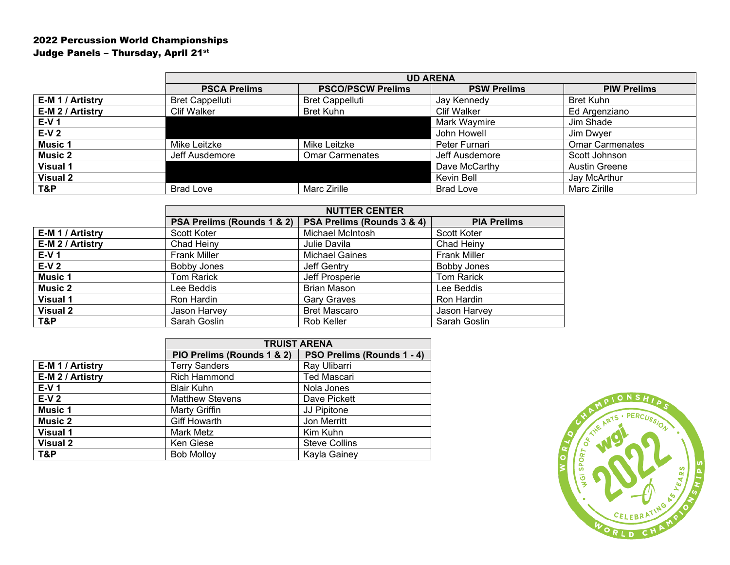# 2022 Percussion World Championships
## Judge Panels – Thursday, April 21st

| | UD ARENA | | | |
|---|---|---|---|---|
| | **PSCA Prelims** | **PSCO/PSCW Prelims** | **PSW Prelims** | **PIW Prelims** |
| **E-M 1 / Artistry** | Bret Cappelluti | Bret Cappelluti | Jay Kennedy | Bret Kuhn |
| **E-M 2 / Artistry** | Clif Walker | Bret Kuhn | Clif Walker | Ed Argenziano |
| **E-V 1** | | | Mark Waymire | Jim Shade |
| **E-V 2** | | | John Howell | Jim Dwyer |
| **Music 1** | Mike Leitzke | Mike Leitzke | Peter Furnari | Omar Carmenates |
| **Music 2** | Jeff Ausdemore | Omar Carmenates | Jeff Ausdemore | Scott Johnson |
| **Visual 1** | | | Dave McCarthy | Austin Greene |
| **Visual 2** | | | Kevin Bell | Jay McArthur |
| **T&P** | Brad Love | Marc Zirille | Brad Love | Marc Zirille |

| | NUTTER CENTER | | |
|---|---|---|---|
| | **PSA Prelims (Rounds 1 & 2)** | **PSA Prelims (Rounds 3 & 4)** | **PIA Prelims** |
| **E-M 1 / Artistry** | Scott Koter | Michael McIntosh | Scott Koter |
| **E-M 2 / Artistry** | Chad Heiny | Julie Davila | Chad Heiny |
| **E-V 1** | Frank Miller | Michael Gaines | Frank Miller |
| **E-V 2** | Bobby Jones | Jeff Gentry | Bobby Jones |
| **Music 1** | Tom Rarick | Jeff Prosperie | Tom Rarick |
| **Music 2** | Lee Beddis | Brian Mason | Lee Beddis |
| **Visual 1** | Ron Hardin | Gary Graves | Ron Hardin |
| **Visual 2** | Jason Harvey | Bret Mascaro | Jason Harvey |
| **T&P** | Sarah Goslin | Rob Keller | Sarah Goslin |

| | TRUIST ARENA | |
|---|---|---|
| | **PIO Prelims (Rounds 1 & 2)** | **PSO Prelims (Rounds 1 - 4)** |
| **E-M 1 / Artistry** | Terry Sanders | Ray Ulibarri |
| **E-M 2 / Artistry** | Rich Hammond | Ted Mascari |
| **E-V 1** | Blair Kuhn | Nola Jones |
| **E-V 2** | Matthew Stevens | Dave Pickett |
| **Music 1** | Marty Griffin | JJ Pipitone |
| **Music 2** | Giff Howarth | Jon Merritt |
| **Visual 1** | Mark Metz | Kim Kuhn |
| **Visual 2** | Ken Giese | Steve Collins |
| **T&P** | Bob Molloy | Kayla Gainey |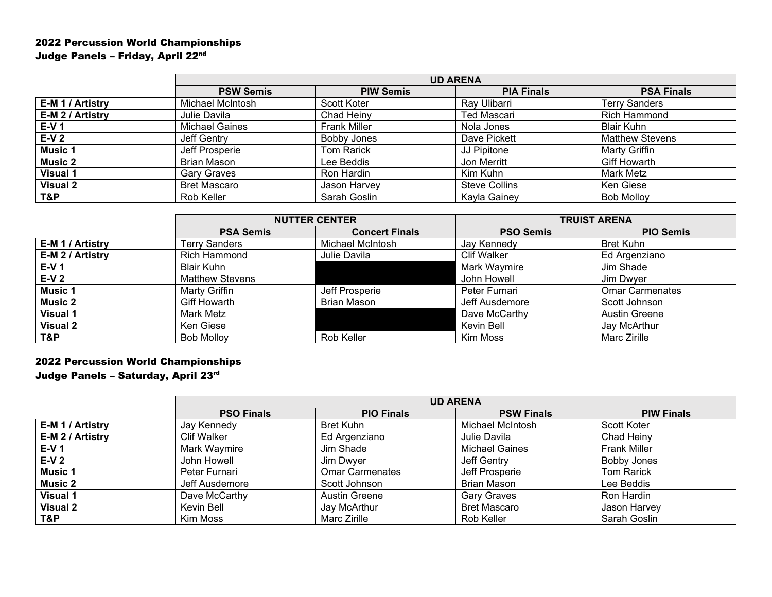**2022 Percussion World Championships**
**Judge Panels – Friday, April 22nd**

| | UD ARENA | | | |
|---|---|---|---|---|
| | **PSW Semis** | **PIW Semis** | **PIA Finals** | **PSA Finals** |
| **E-M 1 / Artistry** | Michael McIntosh | Scott Koter | Ray Ulibarri | Terry Sanders |
| **E-M 2 / Artistry** | Julie Davila | Chad Heiny | Ted Mascari | Rich Hammond |
| **E-V 1** | Michael Gaines | Frank Miller | Nola Jones | Blair Kuhn |
| **E-V 2** | Jeff Gentry | Bobby Jones | Dave Pickett | Matthew Stevens |
| **Music 1** | Jeff Prosperie | Tom Rarick | JJ Pipitone | Marty Griffin |
| **Music 2** | Brian Mason | Lee Beddis | Jon Merritt | Giff Howarth |
| **Visual 1** | Gary Graves | Ron Hardin | Kim Kuhn | Mark Metz |
| **Visual 2** | Bret Mascaro | Jason Harvey | Steve Collins | Ken Giese |
| **T&P** | Rob Keller | Sarah Goslin | Kayla Gainey | Bob Molloy |

| | NUTTER CENTER | | TRUIST ARENA | |
|---|---|---|---|---|
| | **PSA Semis** | **Concert Finals** | **PSO Semis** | **PIO Semis** |
| **E-M 1 / Artistry** | Terry Sanders | Michael McIntosh | Jay Kennedy | Bret Kuhn |
| **E-M 2 / Artistry** | Rich Hammond | Julie Davila | Clif Walker | Ed Argenziano |
| **E-V 1** | Blair Kuhn | | Mark Waymire | Jim Shade |
| **E-V 2** | Matthew Stevens | | John Howell | Jim Dwyer |
| **Music 1** | Marty Griffin | Jeff Prosperie | Peter Furnari | Omar Carmenates |
| **Music 2** | Giff Howarth | Brian Mason | Jeff Ausdemore | Scott Johnson |
| **Visual 1** | Mark Metz | | Dave McCarthy | Austin Greene |
| **Visual 2** | Ken Giese | | Kevin Bell | Jay McArthur |
| **T&P** | Bob Molloy | Rob Keller | Kim Moss | Marc Zirille |

**2022 Percussion World Championships**
**Judge Panels – Saturday, April 23rd**

| | UD ARENA | | | |
|---|---|---|---|---|
| | **PSO Finals** | **PIO Finals** | **PSW Finals** | **PIW Finals** |
| **E-M 1 / Artistry** | Jay Kennedy | Bret Kuhn | Michael McIntosh | Scott Koter |
| **E-M 2 / Artistry** | Clif Walker | Ed Argenziano | Julie Davila | Chad Heiny |
| **E-V 1** | Mark Waymire | Jim Shade | Michael Gaines | Frank Miller |
| **E-V 2** | John Howell | Jim Dwyer | Jeff Gentry | Bobby Jones |
| **Music 1** | Peter Furnari | Omar Carmenates | Jeff Prosperie | Tom Rarick |
| **Music 2** | Jeff Ausdemore | Scott Johnson | Brian Mason | Lee Beddis |
| **Visual 1** | Dave McCarthy | Austin Greene | Gary Graves | Ron Hardin |
| **Visual 2** | Kevin Bell | Jay McArthur | Bret Mascaro | Jason Harvey |
| **T&P** | Kim Moss | Marc Zirille | Rob Keller | Sarah Goslin |